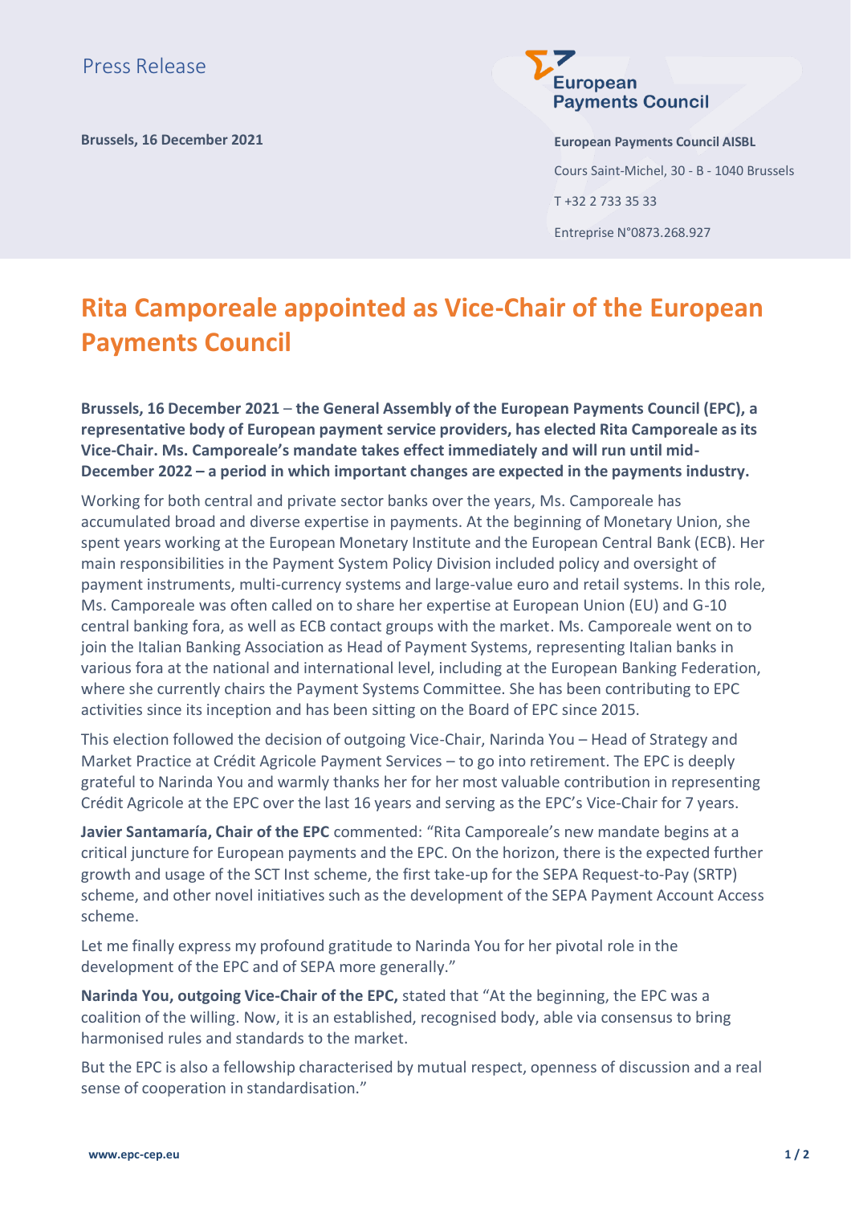Press Release

**Brussels, 16 December 2021**

European Payments Council

**European Payments Council AISBL**

Cours Saint-Michel, 30 - B - 1040 Brussels

T +32 2 733 35 33

Entreprise N°0873.268.927

# Rita Camporeale appointed as Vice-Chair of the European Payments Council

**Brussels, 16 December 2021 – the General Assembly of the European Payments Council (EPC), a representative body of European payment service providers, has elected Rita Camporeale as its Vice-Chair. Ms. Camporeale's mandate takes effect immediately and will run until mid-December 2022 – a period in which important changes are expected in the payments industry.**

Working for both central and private sector banks over the years, Ms. Camporeale has accumulated broad and diverse expertise in payments. At the beginning of Monetary Union, she spent years working at the European Monetary Institute and the European Central Bank (ECB). Her main responsibilities in the Payment System Policy Division included policy and oversight of payment instruments, multi-currency systems and large-value euro and retail systems. In this role, Ms. Camporeale was often called on to share her expertise at European Union (EU) and G-10 central banking fora, as well as ECB contact groups with the market. Ms. Camporeale went on to join the Italian Banking Association as Head of Payment Systems, representing Italian banks in various fora at the national and international level, including at the European Banking Federation, where she currently chairs the Payment Systems Committee. She has been contributing to EPC activities since its inception and has been sitting on the Board of EPC since 2015.

This election followed the decision of outgoing Vice-Chair, Narinda You – Head of Strategy and Market Practice at Crédit Agricole Payment Services – to go into retirement. The EPC is deeply grateful to Narinda You and warmly thanks her for her most valuable contribution in representing Crédit Agricole at the EPC over the last 16 years and serving as the EPC's Vice-Chair for 7 years.

**Javier Santamaría, Chair of the EPC** commented: "Rita Camporeale's new mandate begins at a critical juncture for European payments and the EPC. On the horizon, there is the expected further growth and usage of the SCT Inst scheme, the first take-up for the SEPA Request-to-Pay (SRTP) scheme, and other novel initiatives such as the development of the SEPA Payment Account Access scheme.

Let me finally express my profound gratitude to Narinda You for her pivotal role in the development of the EPC and of SEPA more generally."

**Narinda You, outgoing Vice-Chair of the EPC,** stated that "At the beginning, the EPC was a coalition of the willing. Now, it is an established, recognised body, able via consensus to bring harmonised rules and standards to the market.

But the EPC is also a fellowship characterised by mutual respect, openness of discussion and a real sense of cooperation in standardisation."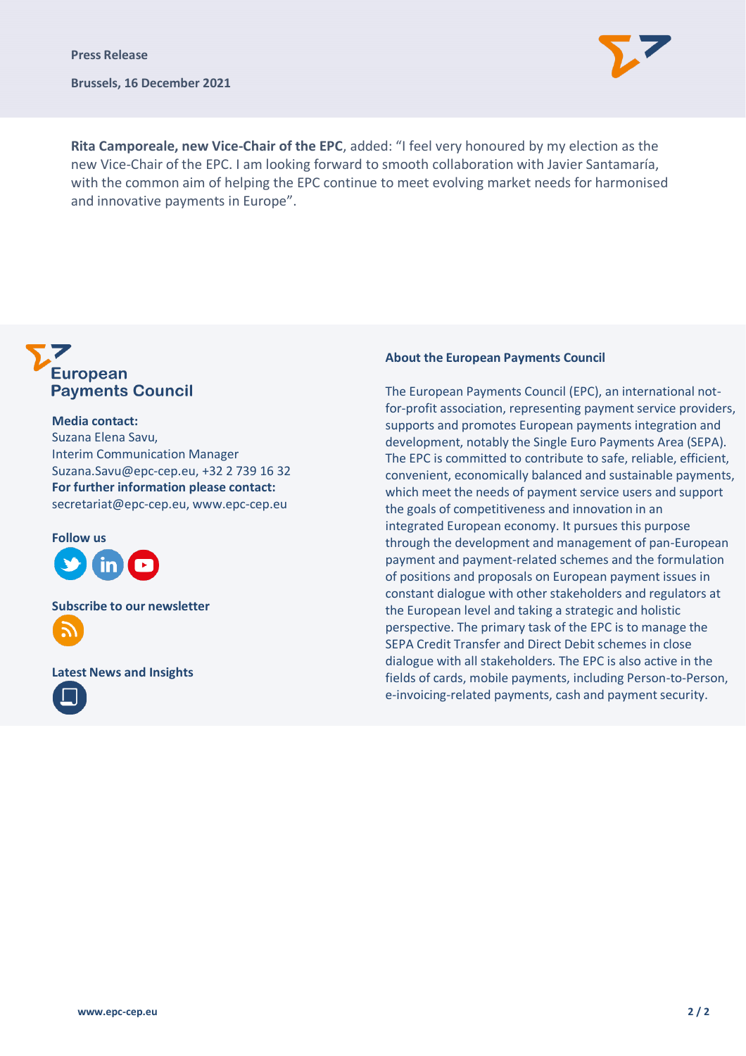**Rita Camporeale, new Vice-Chair of the EPC**, added: "I feel very honoured by my election as the new Vice-Chair of the EPC. I am looking forward to smooth collaboration with Javier Santamaría, with the common aim of helping the EPC continue to meet evolving market needs for harmonised and innovative payments in Europe".

European Payments Council

**Media contact:**
Suzana Elena Savu,
Interim Communication Manager
Suzana.Savu@epc-cep.eu, +32 2 739 16 32

**For further information please contact:**
secretariat@epc-cep.eu, www.epc-cep.eu

**Follow us**

**Subscribe to our newsletter**

**Latest News and Insights**

**About the European Payments Council**

The European Payments Council (EPC), an international not-for-profit association, representing payment service providers, supports and promotes European payments integration and development, notably the Single Euro Payments Area (SEPA). The EPC is committed to contribute to safe, reliable, efficient, convenient, economically balanced and sustainable payments, which meet the needs of payment service users and support the goals of competitiveness and innovation in an integrated European economy. It pursues this purpose through the development and management of pan-European payment and payment-related schemes and the formulation of positions and proposals on European payment issues in constant dialogue with other stakeholders and regulators at the European level and taking a strategic and holistic perspective. The primary task of the EPC is to manage the SEPA Credit Transfer and Direct Debit schemes in close dialogue with all stakeholders. The EPC is also active in the fields of cards, mobile payments, including Person-to-Person, e-invoicing-related payments, cash and payment security.